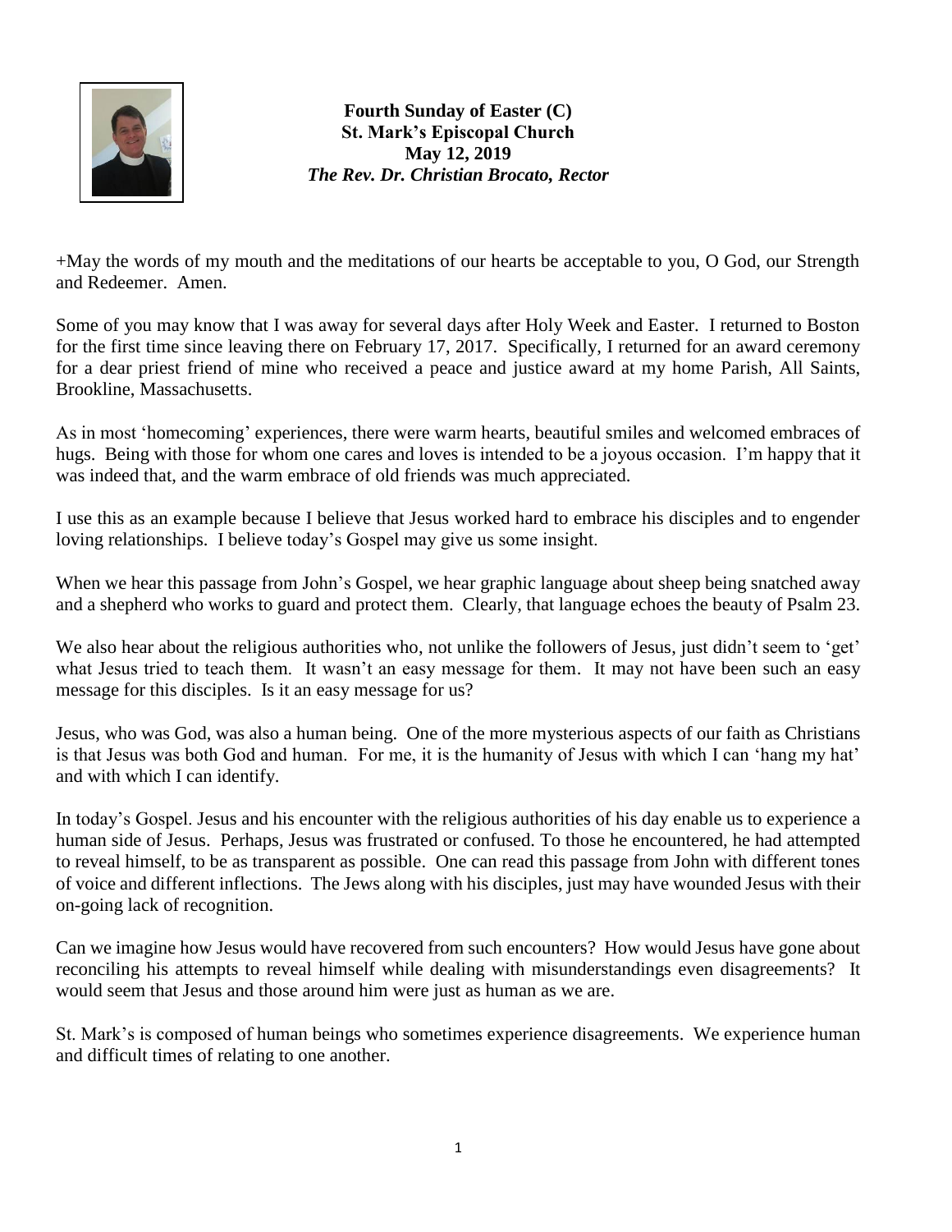**Fourth Sunday of Easter (C)**
**St. Mark's Episcopal Church**
**May 12, 2019**
***The Rev. Dr. Christian Brocato, Rector***

+May the words of my mouth and the meditations of our hearts be acceptable to you, O God, our Strength and Redeemer. Amen.

Some of you may know that I was away for several days after Holy Week and Easter. I returned to Boston for the first time since leaving there on February 17, 2017. Specifically, I returned for an award ceremony for a dear priest friend of mine who received a peace and justice award at my home Parish, All Saints, Brookline, Massachusetts.

As in most 'homecoming' experiences, there were warm hearts, beautiful smiles and welcomed embraces of hugs. Being with those for whom one cares and loves is intended to be a joyous occasion. I'm happy that it was indeed that, and the warm embrace of old friends was much appreciated.

I use this as an example because I believe that Jesus worked hard to embrace his disciples and to engender loving relationships. I believe today's Gospel may give us some insight.

When we hear this passage from John's Gospel, we hear graphic language about sheep being snatched away and a shepherd who works to guard and protect them. Clearly, that language echoes the beauty of Psalm 23.

We also hear about the religious authorities who, not unlike the followers of Jesus, just didn't seem to 'get' what Jesus tried to teach them. It wasn't an easy message for them. It may not have been such an easy message for this disciples. Is it an easy message for us?

Jesus, who was God, was also a human being. One of the more mysterious aspects of our faith as Christians is that Jesus was both God and human. For me, it is the humanity of Jesus with which I can 'hang my hat' and with which I can identify.

In today's Gospel. Jesus and his encounter with the religious authorities of his day enable us to experience a human side of Jesus. Perhaps, Jesus was frustrated or confused. To those he encountered, he had attempted to reveal himself, to be as transparent as possible. One can read this passage from John with different tones of voice and different inflections. The Jews along with his disciples, just may have wounded Jesus with their on-going lack of recognition.

Can we imagine how Jesus would have recovered from such encounters? How would Jesus have gone about reconciling his attempts to reveal himself while dealing with misunderstandings even disagreements? It would seem that Jesus and those around him were just as human as we are.

St. Mark's is composed of human beings who sometimes experience disagreements. We experience human and difficult times of relating to one another.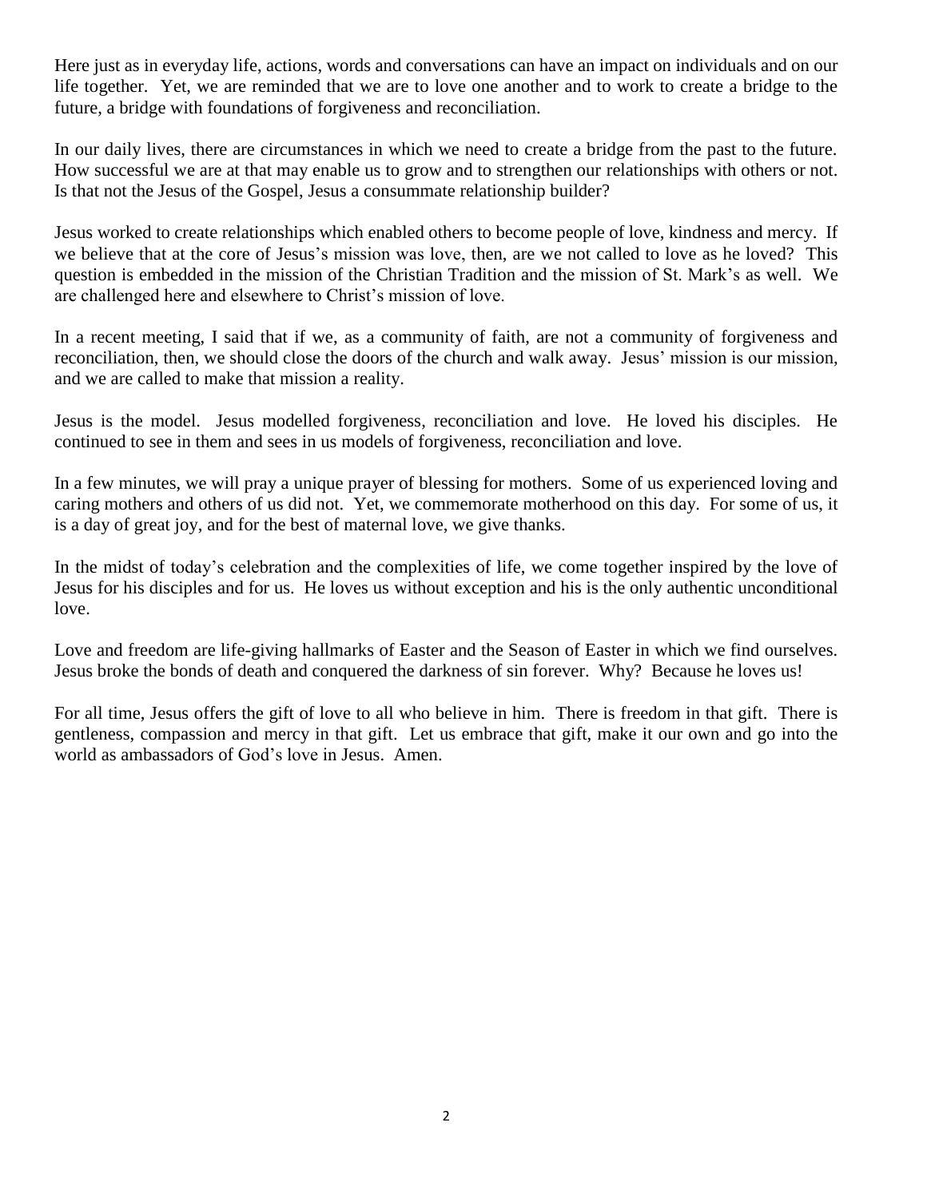Here just as in everyday life, actions, words and conversations can have an impact on individuals and on our life together. Yet, we are reminded that we are to love one another and to work to create a bridge to the future, a bridge with foundations of forgiveness and reconciliation.

In our daily lives, there are circumstances in which we need to create a bridge from the past to the future. How successful we are at that may enable us to grow and to strengthen our relationships with others or not. Is that not the Jesus of the Gospel, Jesus a consummate relationship builder?

Jesus worked to create relationships which enabled others to become people of love, kindness and mercy. If we believe that at the core of Jesus's mission was love, then, are we not called to love as he loved? This question is embedded in the mission of the Christian Tradition and the mission of St. Mark's as well. We are challenged here and elsewhere to Christ's mission of love.

In a recent meeting, I said that if we, as a community of faith, are not a community of forgiveness and reconciliation, then, we should close the doors of the church and walk away. Jesus' mission is our mission, and we are called to make that mission a reality.

Jesus is the model. Jesus modelled forgiveness, reconciliation and love. He loved his disciples. He continued to see in them and sees in us models of forgiveness, reconciliation and love.

In a few minutes, we will pray a unique prayer of blessing for mothers. Some of us experienced loving and caring mothers and others of us did not. Yet, we commemorate motherhood on this day. For some of us, it is a day of great joy, and for the best of maternal love, we give thanks.

In the midst of today's celebration and the complexities of life, we come together inspired by the love of Jesus for his disciples and for us. He loves us without exception and his is the only authentic unconditional love.

Love and freedom are life-giving hallmarks of Easter and the Season of Easter in which we find ourselves. Jesus broke the bonds of death and conquered the darkness of sin forever. Why? Because he loves us!

For all time, Jesus offers the gift of love to all who believe in him. There is freedom in that gift. There is gentleness, compassion and mercy in that gift. Let us embrace that gift, make it our own and go into the world as ambassadors of God's love in Jesus. Amen.